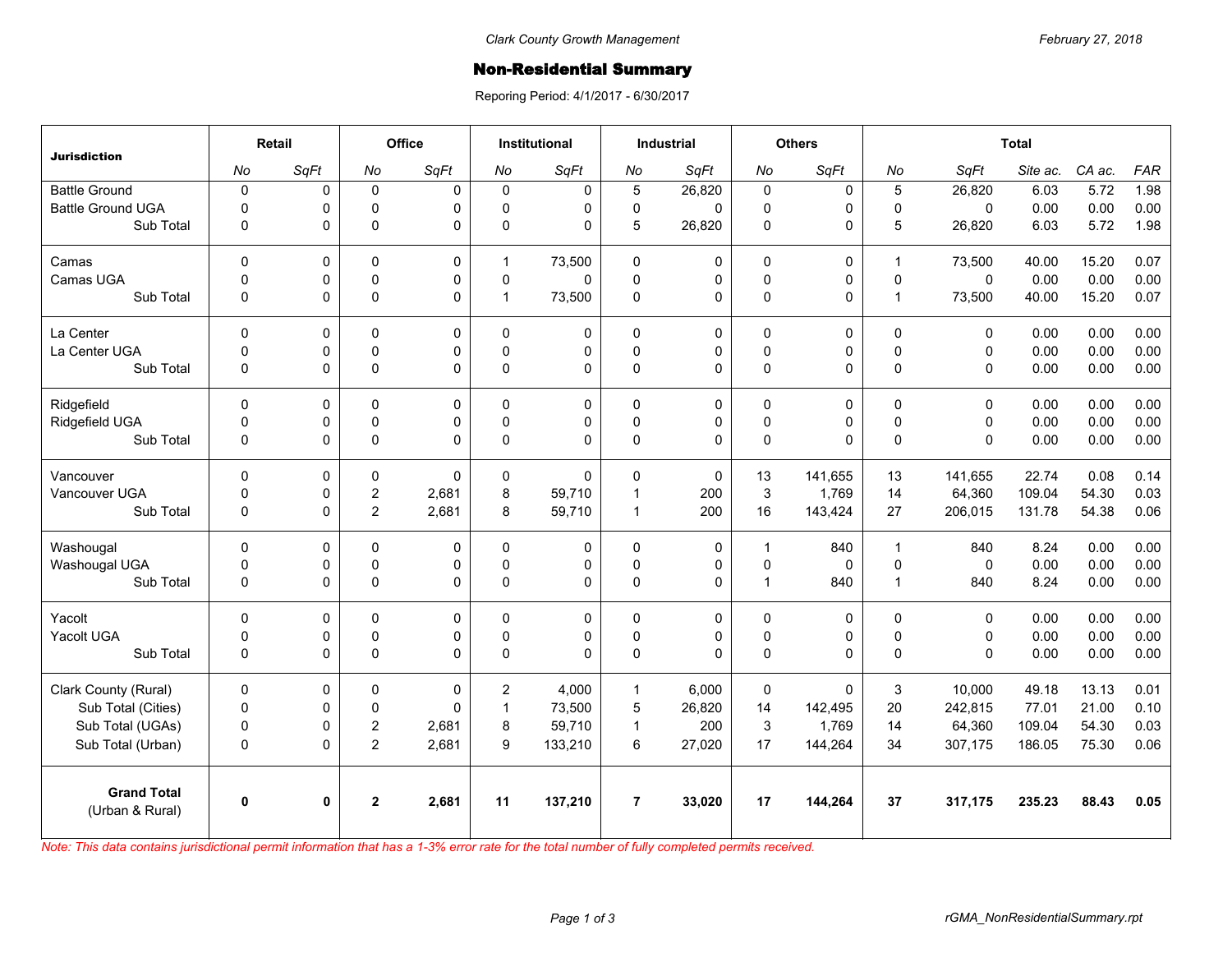Clark County Growth Management

February 27, 2018

# Non-Residential Summary

Reporing Period: 4/1/2017 - 6/30/2017

| Jurisdiction | Retail | | Office | | Institutional | | Industrial | | Others | | Total | | | | |
|---|---|---|---|---|---|---|---|---|---|---|---|---|---|---|---|
| | No | SqFt | No | SqFt | No | SqFt | No | SqFt | No | SqFt | No | SqFt | Site ac. | CA ac. | FAR |
| Battle Ground | 0 | 0 | 0 | 0 | 0 | 0 | 5 | 26,820 | 0 | 0 | 5 | 26,820 | 6.03 | 5.72 | 1.98 |
| Battle Ground UGA | 0 | 0 | 0 | 0 | 0 | 0 | 0 | 0 | 0 | 0 | 0 | 0 | 0.00 | 0.00 | 0.00 |
| Sub Total | 0 | 0 | 0 | 0 | 0 | 0 | 5 | 26,820 | 0 | 0 | 5 | 26,820 | 6.03 | 5.72 | 1.98 |
| Camas | 0 | 0 | 0 | 0 | 1 | 73,500 | 0 | 0 | 0 | 0 | 1 | 73,500 | 40.00 | 15.20 | 0.07 |
| Camas UGA | 0 | 0 | 0 | 0 | 0 | 0 | 0 | 0 | 0 | 0 | 0 | 0 | 0.00 | 0.00 | 0.00 |
| Sub Total | 0 | 0 | 0 | 0 | 1 | 73,500 | 0 | 0 | 0 | 0 | 1 | 73,500 | 40.00 | 15.20 | 0.07 |
| La Center | 0 | 0 | 0 | 0 | 0 | 0 | 0 | 0 | 0 | 0 | 0 | 0 | 0.00 | 0.00 | 0.00 |
| La Center UGA | 0 | 0 | 0 | 0 | 0 | 0 | 0 | 0 | 0 | 0 | 0 | 0 | 0.00 | 0.00 | 0.00 |
| Sub Total | 0 | 0 | 0 | 0 | 0 | 0 | 0 | 0 | 0 | 0 | 0 | 0 | 0.00 | 0.00 | 0.00 |
| Ridgefield | 0 | 0 | 0 | 0 | 0 | 0 | 0 | 0 | 0 | 0 | 0 | 0 | 0.00 | 0.00 | 0.00 |
| Ridgefield UGA | 0 | 0 | 0 | 0 | 0 | 0 | 0 | 0 | 0 | 0 | 0 | 0 | 0.00 | 0.00 | 0.00 |
| Sub Total | 0 | 0 | 0 | 0 | 0 | 0 | 0 | 0 | 0 | 0 | 0 | 0 | 0.00 | 0.00 | 0.00 |
| Vancouver | 0 | 0 | 0 | 0 | 0 | 0 | 0 | 0 | 13 | 141,655 | 13 | 141,655 | 22.74 | 0.08 | 0.14 |
| Vancouver UGA | 0 | 0 | 2 | 2,681 | 8 | 59,710 | 1 | 200 | 3 | 1,769 | 14 | 64,360 | 109.04 | 54.30 | 0.03 |
| Sub Total | 0 | 0 | 2 | 2,681 | 8 | 59,710 | 1 | 200 | 16 | 143,424 | 27 | 206,015 | 131.78 | 54.38 | 0.06 |
| Washougal | 0 | 0 | 0 | 0 | 0 | 0 | 0 | 0 | 1 | 840 | 1 | 840 | 8.24 | 0.00 | 0.00 |
| Washougal UGA | 0 | 0 | 0 | 0 | 0 | 0 | 0 | 0 | 0 | 0 | 0 | 0 | 0.00 | 0.00 | 0.00 |
| Sub Total | 0 | 0 | 0 | 0 | 0 | 0 | 0 | 0 | 1 | 840 | 1 | 840 | 8.24 | 0.00 | 0.00 |
| Yacolt | 0 | 0 | 0 | 0 | 0 | 0 | 0 | 0 | 0 | 0 | 0 | 0 | 0.00 | 0.00 | 0.00 |
| Yacolt UGA | 0 | 0 | 0 | 0 | 0 | 0 | 0 | 0 | 0 | 0 | 0 | 0 | 0.00 | 0.00 | 0.00 |
| Sub Total | 0 | 0 | 0 | 0 | 0 | 0 | 0 | 0 | 0 | 0 | 0 | 0 | 0.00 | 0.00 | 0.00 |
| Clark County (Rural) | 0 | 0 | 0 | 0 | 2 | 4,000 | 1 | 6,000 | 0 | 0 | 3 | 10,000 | 49.18 | 13.13 | 0.01 |
| Sub Total (Cities) | 0 | 0 | 0 | 0 | 1 | 73,500 | 5 | 26,820 | 14 | 142,495 | 20 | 242,815 | 77.01 | 21.00 | 0.10 |
| Sub Total (UGAs) | 0 | 0 | 2 | 2,681 | 8 | 59,710 | 1 | 200 | 3 | 1,769 | 14 | 64,360 | 109.04 | 54.30 | 0.03 |
| Sub Total (Urban) | 0 | 0 | 2 | 2,681 | 9 | 133,210 | 6 | 27,020 | 17 | 144,264 | 34 | 307,175 | 186.05 | 75.30 | 0.06 |
| **Grand Total** (Urban & Rural) | **0** | **0** | **2** | **2,681** | **11** | **137,210** | **7** | **33,020** | **17** | **144,264** | **37** | **317,175** | **235.23** | **88.43** | **0.05** |

*Note: This data contains jurisdictional permit information that has a 1-3% error rate for the total number of fully completed permits received.*

rGMA_NonResidentialSummary.rpt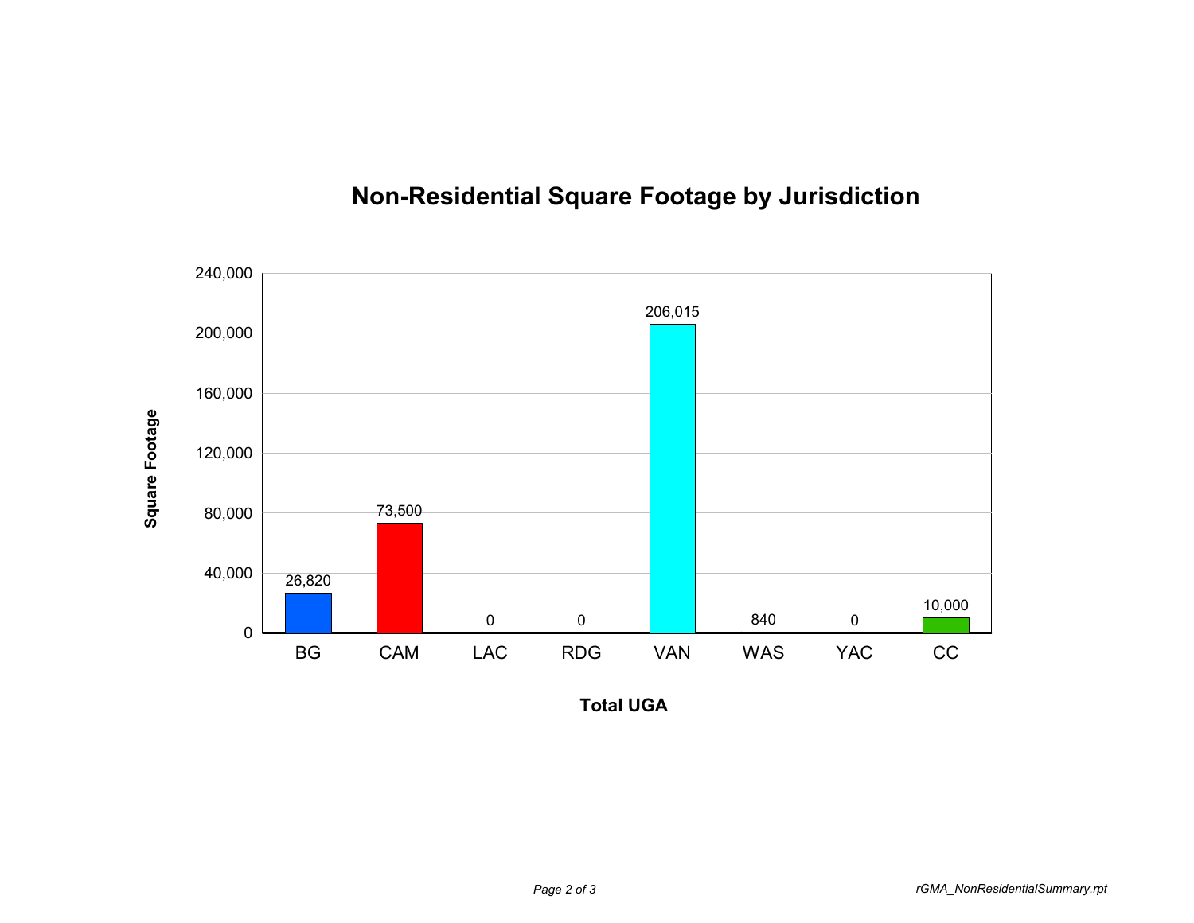# Non-Residential Square Footage by Jurisdiction

| Total UGA | Square Footage |
|---|---|
| BG | 26,820 |
| CAM | 73,500 |
| LAC | 0 |
| RDG | 0 |
| VAN | 206,015 |
| WAS | 840 |
| YAC | 0 |
| CC | 10,000 |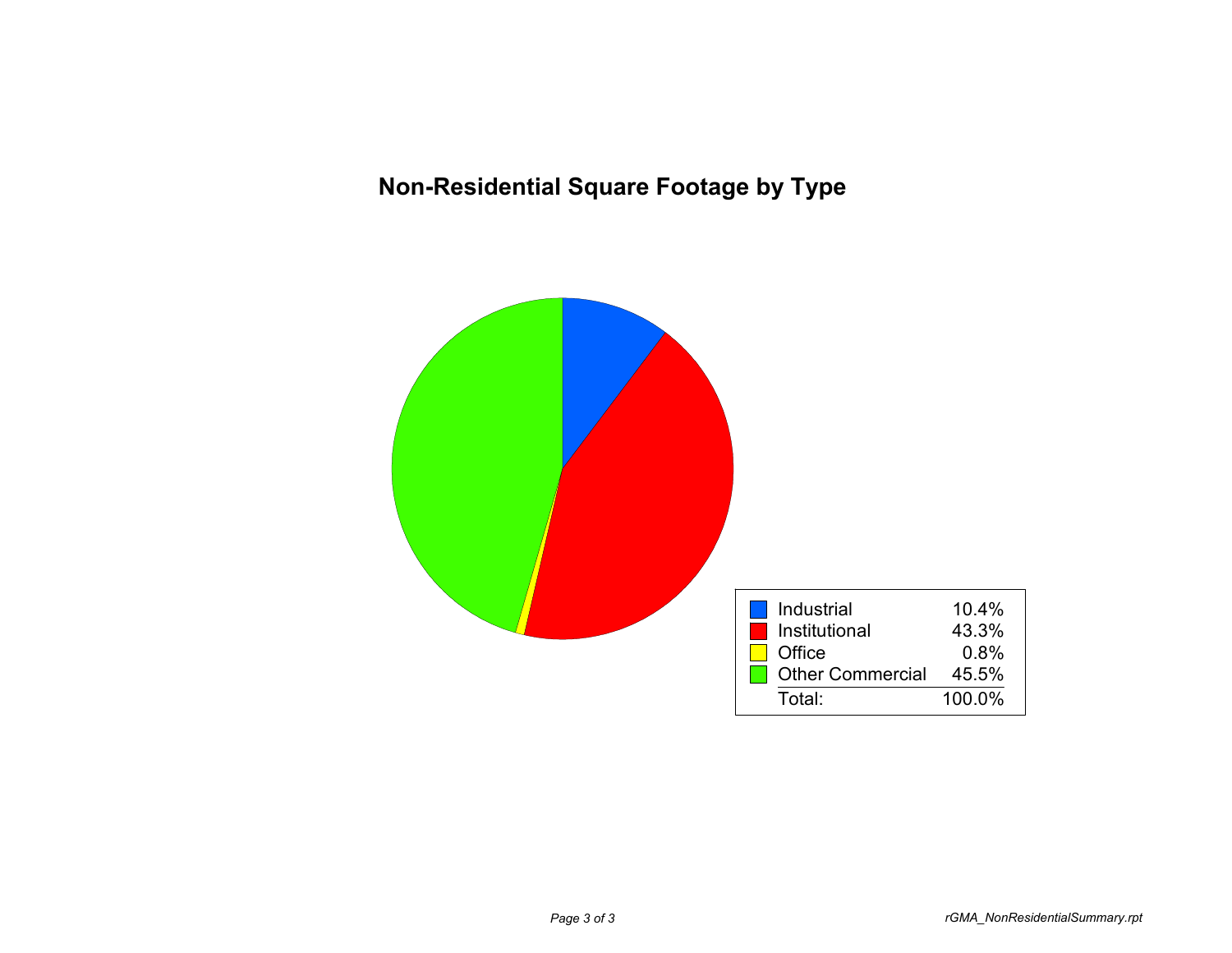# Non-Residential Square Footage by Type

Industrial 10.4%
Institutional 43.3%
Office 0.8%
Other Commercial 45.5%
Total: 100.0%

*rGMA_NonResidentialSummary.rpt*